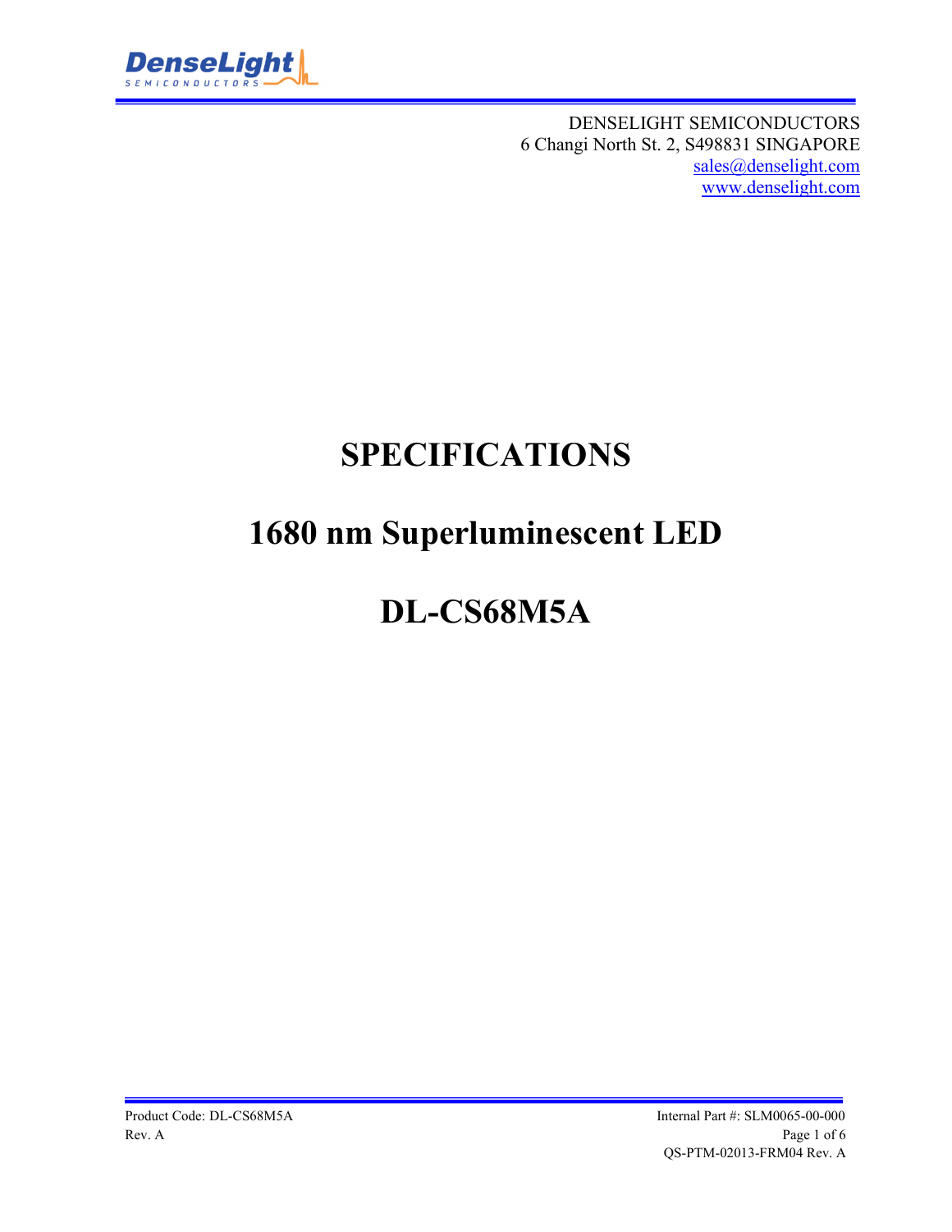DENSELIGHT SEMICONDUCTORS
6 Changi North St. 2, S498831 SINGAPORE
sales@denselight.com
www.denselight.com

# SPECIFICATIONS

# 1680 nm Superluminescent LED

# DL-CS68M5A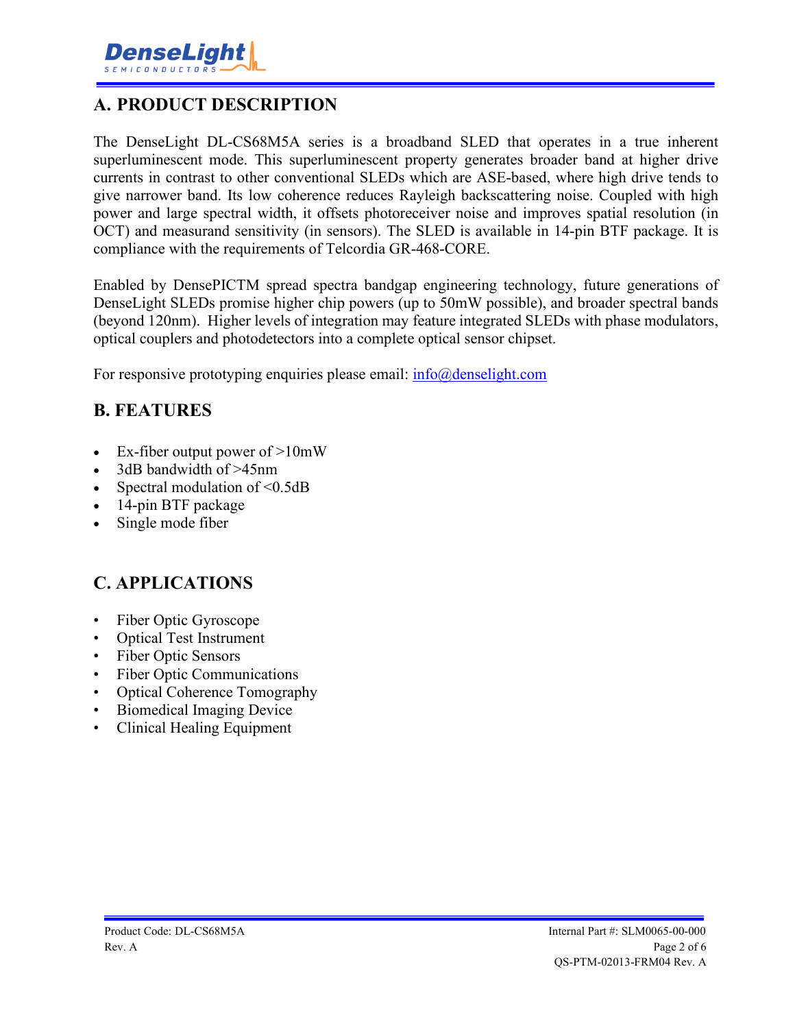## A. PRODUCT DESCRIPTION

The DenseLight DL-CS68M5A series is a broadband SLED that operates in a true inherent superluminescent mode. This superluminescent property generates broader band at higher drive currents in contrast to other conventional SLEDs which are ASE-based, where high drive tends to give narrower band. Its low coherence reduces Rayleigh backscattering noise. Coupled with high power and large spectral width, it offsets photoreceiver noise and improves spatial resolution (in OCT) and measurand sensitivity (in sensors). The SLED is available in 14-pin BTF package. It is compliance with the requirements of Telcordia GR-468-CORE.

Enabled by DensePICTM spread spectra bandgap engineering technology, future generations of DenseLight SLEDs promise higher chip powers (up to 50mW possible), and broader spectral bands (beyond 120nm). Higher levels of integration may feature integrated SLEDs with phase modulators, optical couplers and photodetectors into a complete optical sensor chipset.

For responsive prototyping enquiries please email: info@denselight.com

## B. FEATURES

- Ex-fiber output power of >10mW
- 3dB bandwidth of >45nm
- Spectral modulation of <0.5dB
- 14-pin BTF package
- Single mode fiber

## C. APPLICATIONS

- Fiber Optic Gyroscope
- Optical Test Instrument
- Fiber Optic Sensors
- Fiber Optic Communications
- Optical Coherence Tomography
- Biomedical Imaging Device
- Clinical Healing Equipment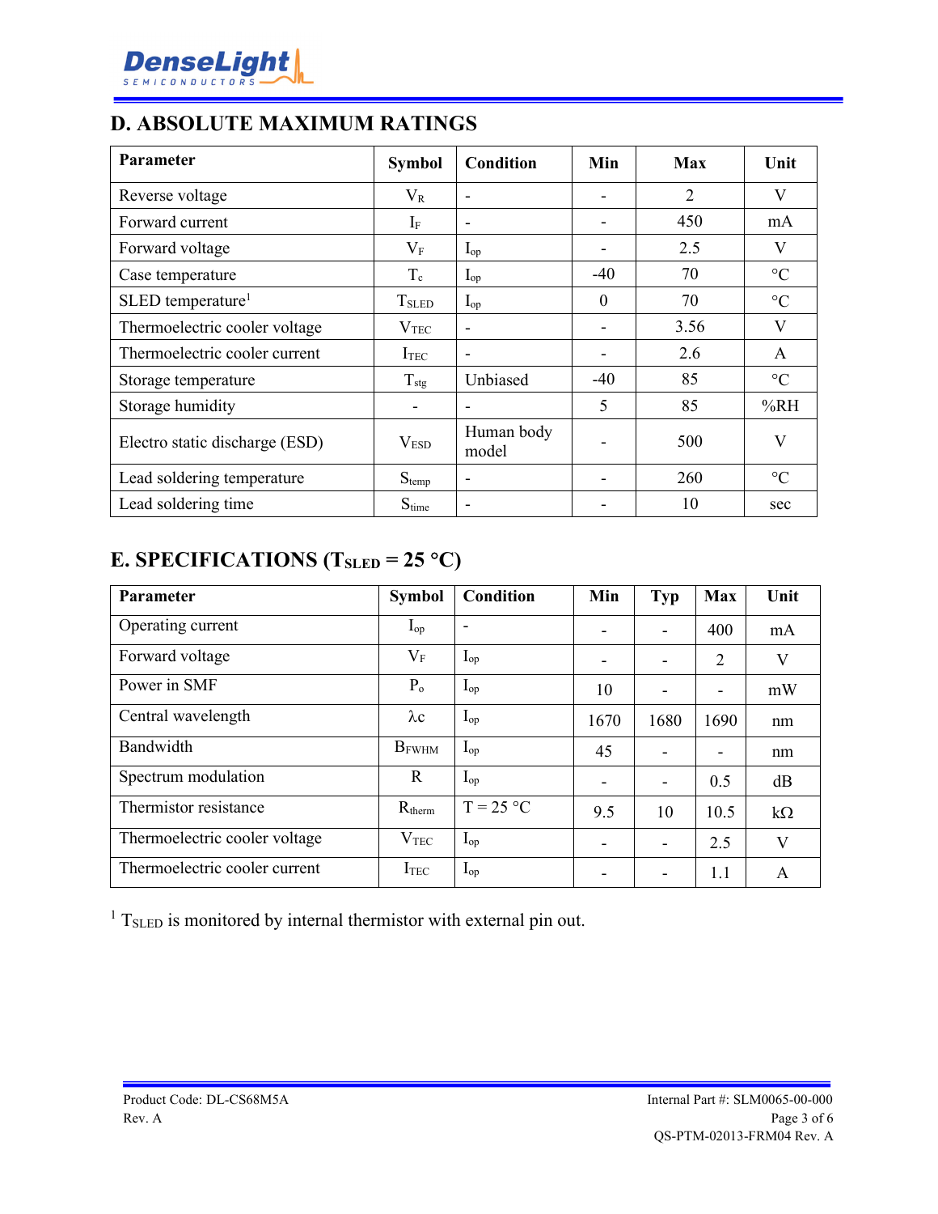## D. ABSOLUTE MAXIMUM RATINGS

| Parameter | Symbol | Condition | Min | Max | Unit |
|---|---|---|---|---|---|
| Reverse voltage | $V_R$ | - | - | 2 | V |
| Forward current | $I_F$ | - | - | 450 | mA |
| Forward voltage | $V_F$ | $I_{op}$ | - | 2.5 | V |
| Case temperature | $T_c$ | $I_{op}$ | -40 | 70 | °C |
| SLED temperature[1] | $T_{SLED}$ | $I_{op}$ | 0 | 70 | °C |
| Thermoelectric cooler voltage | $V_{TEC}$ | - | - | 3.56 | V |
| Thermoelectric cooler current | $I_{TEC}$ | - | - | 2.6 | A |
| Storage temperature | $T_{stg}$ | Unbiased | -40 | 85 | °C |
| Storage humidity | - | - | 5 | 85 | %RH |
| Electro static discharge (ESD) | $V_{ESD}$ | Human body model | - | 500 | V |
| Lead soldering temperature | $S_{temp}$ | - | - | 260 | °C |
| Lead soldering time | $S_{time}$ | - | - | 10 | sec |

## E. SPECIFICATIONS ($T_{SLED}$ = 25 °C)

| Parameter | Symbol | Condition | Min | Typ | Max | Unit |
|---|---|---|---|---|---|---|
| Operating current | $I_{op}$ | - | - | - | 400 | mA |
| Forward voltage | $V_F$ | $I_{op}$ | - | - | 2 | V |
| Power in SMF | $P_o$ | $I_{op}$ | 10 | - | - | mW |
| Central wavelength | $\lambda c$ | $I_{op}$ | 1670 | 1680 | 1690 | nm |
| Bandwidth | $B_{FWHM}$ | $I_{op}$ | 45 | - | - | nm |
| Spectrum modulation | R | $I_{op}$ | - | - | 0.5 | dB |
| Thermistor resistance | $R_{therm}$ | T = 25 °C | 9.5 | 10 | 10.5 | kΩ |
| Thermoelectric cooler voltage | $V_{TEC}$ | $I_{op}$ | - | - | 2.5 | V |
| Thermoelectric cooler current | $I_{TEC}$ | $I_{op}$ | - | - | 1.1 | A |

[1] $T_{SLED}$ is monitored by internal thermistor with external pin out.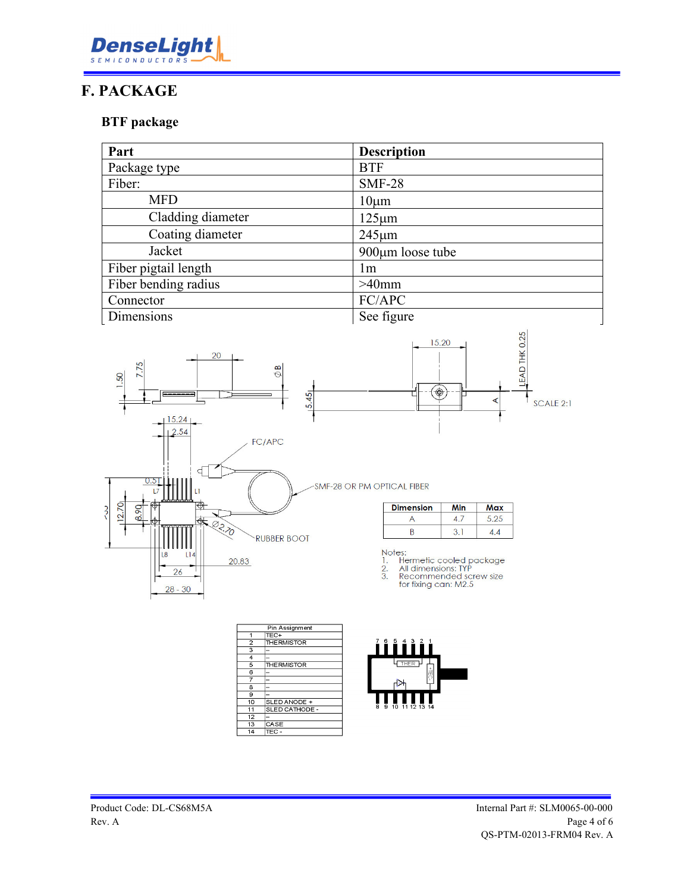# F. PACKAGE

### BTF package

| Part | Description |
|---|---|
| Package type | BTF |
| Fiber: | SMF-28 |
| MFD | 10μm |
| Cladding diameter | 125μm |
| Coating diameter | 245μm |
| Jacket | 900μm loose tube |
| Fiber pigtail length | 1m |
| Fiber bending radius | >40mm |
| Connector | FC/APC |
| Dimensions | See figure |

| Dimension | Min | Max |
|---|---|---|
| A | 4.7 | 5.25 |
| B | 3.1 | 4.4 |

Notes:
1. Hermetic cooled package
2. All dimensions: TYP
3. Recommended screw size for fixing can: M2.5

| Pin Assignment | |
|---|---|
| 1 | TEC+ |
| 2 | THERMISTOR |
| 3 | – |
| 4 | – |
| 5 | THERMISTOR |
| 6 | – |
| 7 | – |
| 8 | – |
| 9 | – |
| 10 | SLED ANODE + |
| 11 | SLED CATHODE - |
| 12 | – |
| 13 | CASE |
| 14 | TEC - |

Product Code: DL-CS68M5A
Rev. A

Internal Part #: SLM0065-00-000
QS-PTM-02013-FRM04 Rev. A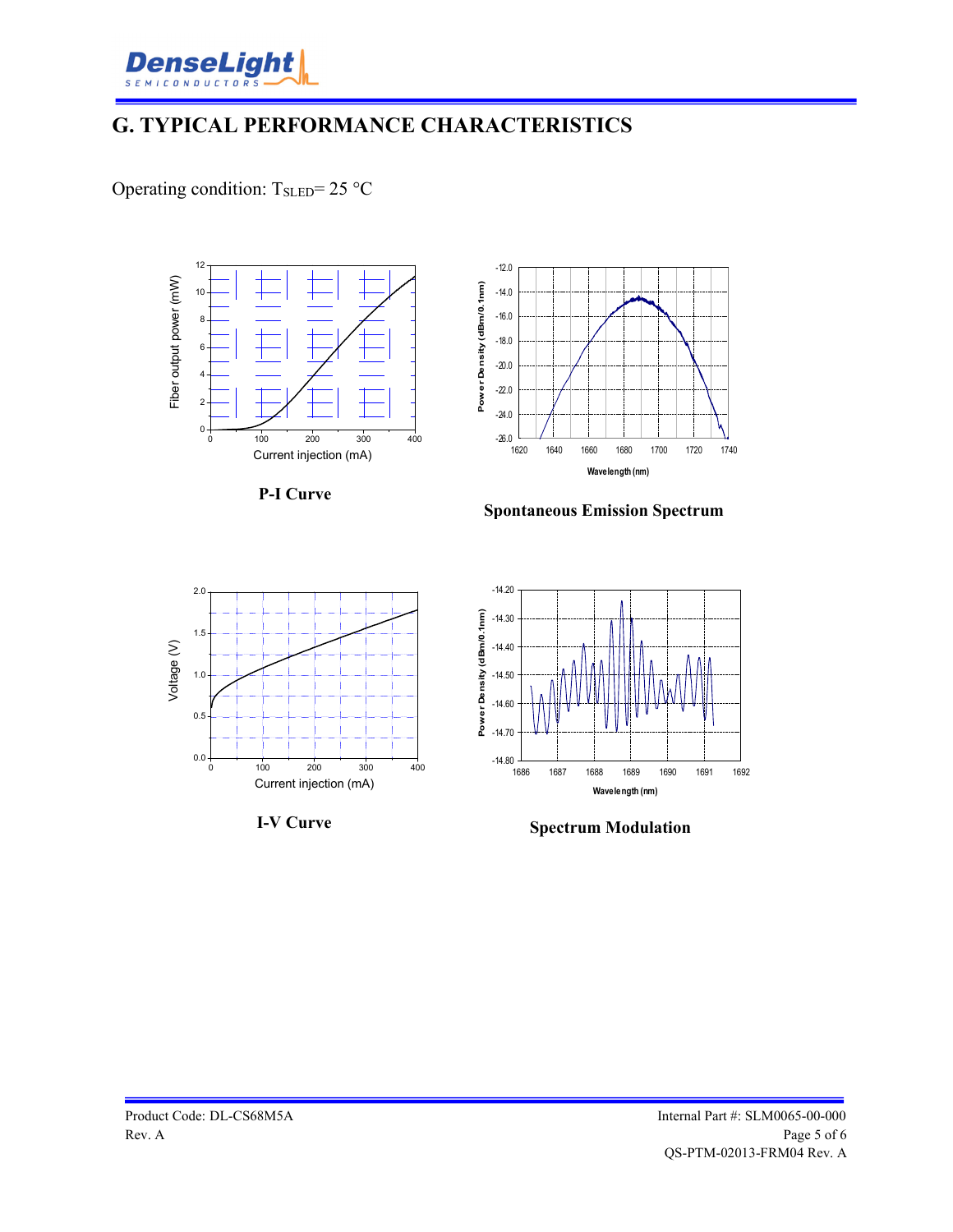# G. TYPICAL PERFORMANCE CHARACTERISTICS

Operating condition: $T_{SLED}$= 25 °C

P-I Curve

Spontaneous Emission Spectrum

I-V Curve

Spectrum Modulation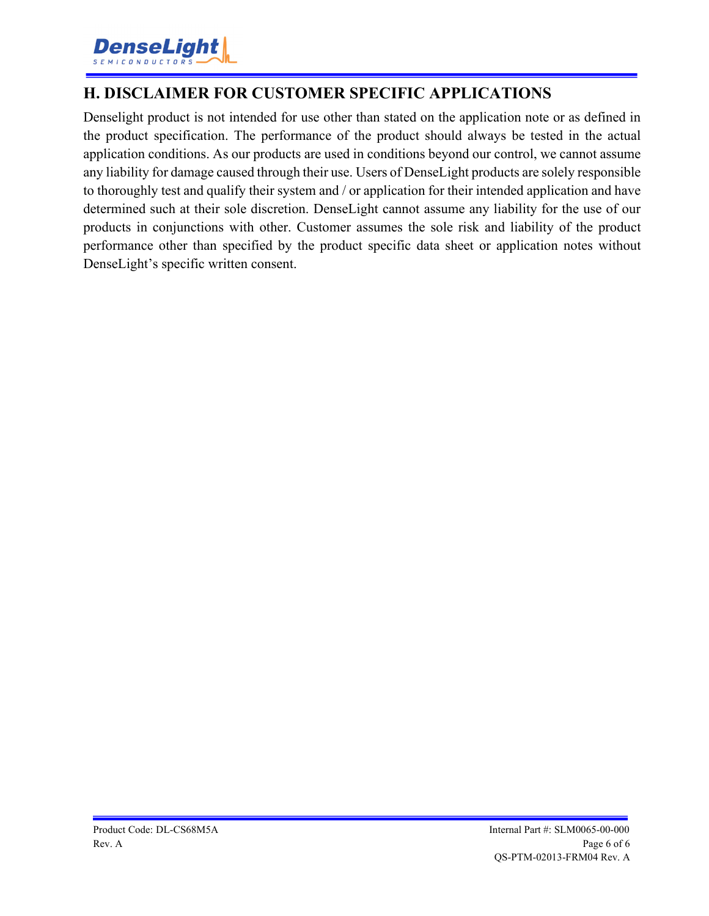## H. DISCLAIMER FOR CUSTOMER SPECIFIC APPLICATIONS

Denselight product is not intended for use other than stated on the application note or as defined in the product specification. The performance of the product should always be tested in the actual application conditions. As our products are used in conditions beyond our control, we cannot assume any liability for damage caused through their use. Users of DenseLight products are solely responsible to thoroughly test and qualify their system and / or application for their intended application and have determined such at their sole discretion. DenseLight cannot assume any liability for the use of our products in conjunctions with other. Customer assumes the sole risk and liability of the product performance other than specified by the product specific data sheet or application notes without DenseLight's specific written consent.